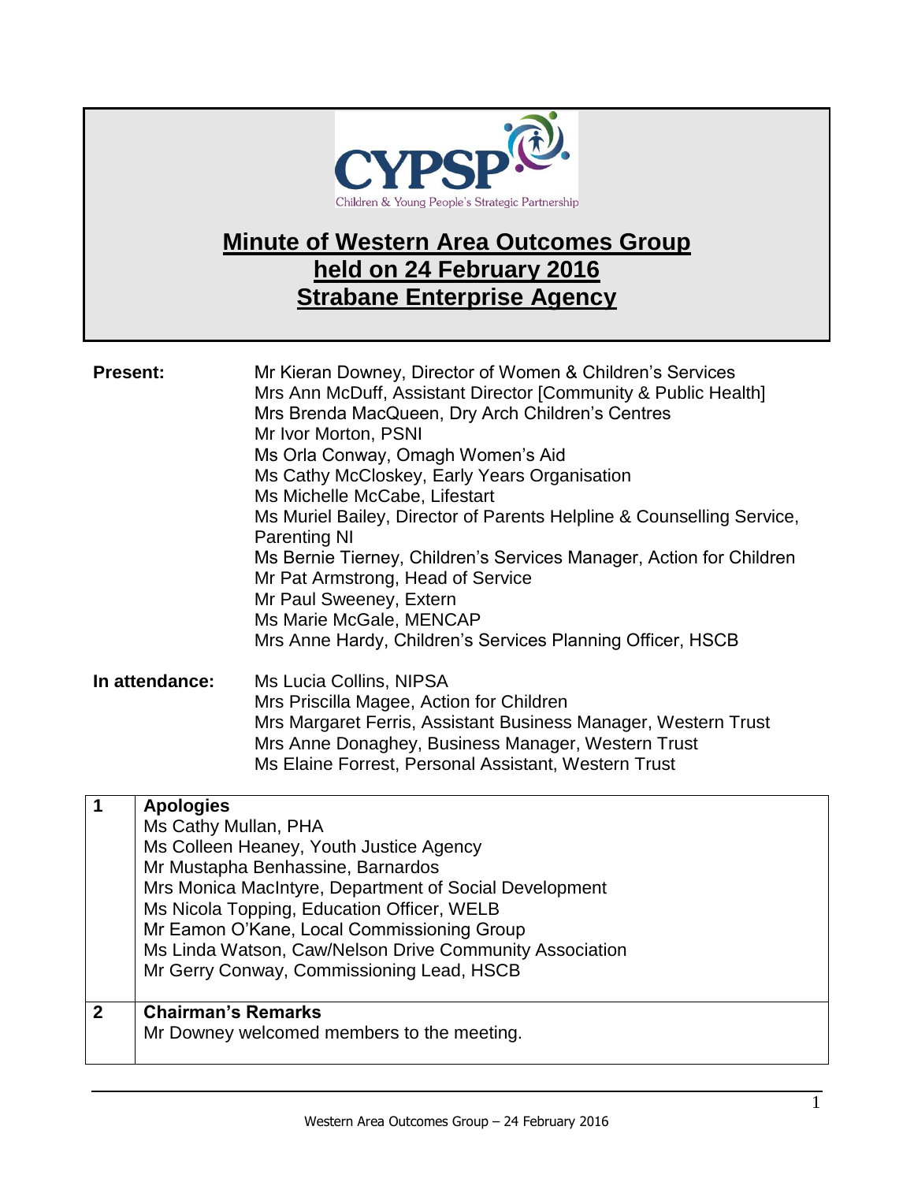CYPSP
Children & Young People's Strategic Partnership

# Minute of Western Area Outcomes Group held on 24 February 2016 Strabane Enterprise Agency

**Present:**

Mr Kieran Downey, Director of Women & Children's Services
Mrs Ann McDuff, Assistant Director [Community & Public Health]
Mrs Brenda MacQueen, Dry Arch Children's Centres
Mr Ivor Morton, PSNI
Ms Orla Conway, Omagh Women's Aid
Ms Cathy McCloskey, Early Years Organisation
Ms Michelle McCabe, Lifestart
Ms Muriel Bailey, Director of Parents Helpline & Counselling Service, Parenting NI
Ms Bernie Tierney, Children's Services Manager, Action for Children
Mr Pat Armstrong, Head of Service
Mr Paul Sweeney, Extern
Ms Marie McGale, MENCAP
Mrs Anne Hardy, Children's Services Planning Officer, HSCB

**In attendance:**

Ms Lucia Collins, NIPSA
Mrs Priscilla Magee, Action for Children
Mrs Margaret Ferris, Assistant Business Manager, Western Trust
Mrs Anne Donaghey, Business Manager, Western Trust
Ms Elaine Forrest, Personal Assistant, Western Trust

| | |
|---|---|
| **1** | **Apologies**<br>Ms Cathy Mullan, PHA<br>Ms Colleen Heaney, Youth Justice Agency<br>Mr Mustapha Benhassine, Barnardos<br>Mrs Monica MacIntyre, Department of Social Development<br>Ms Nicola Topping, Education Officer, WELB<br>Mr Eamon O'Kane, Local Commissioning Group<br>Ms Linda Watson, Caw/Nelson Drive Community Association<br>Mr Gerry Conway, Commissioning Lead, HSCB |
| **2** | **Chairman's Remarks**<br>Mr Downey welcomed members to the meeting. |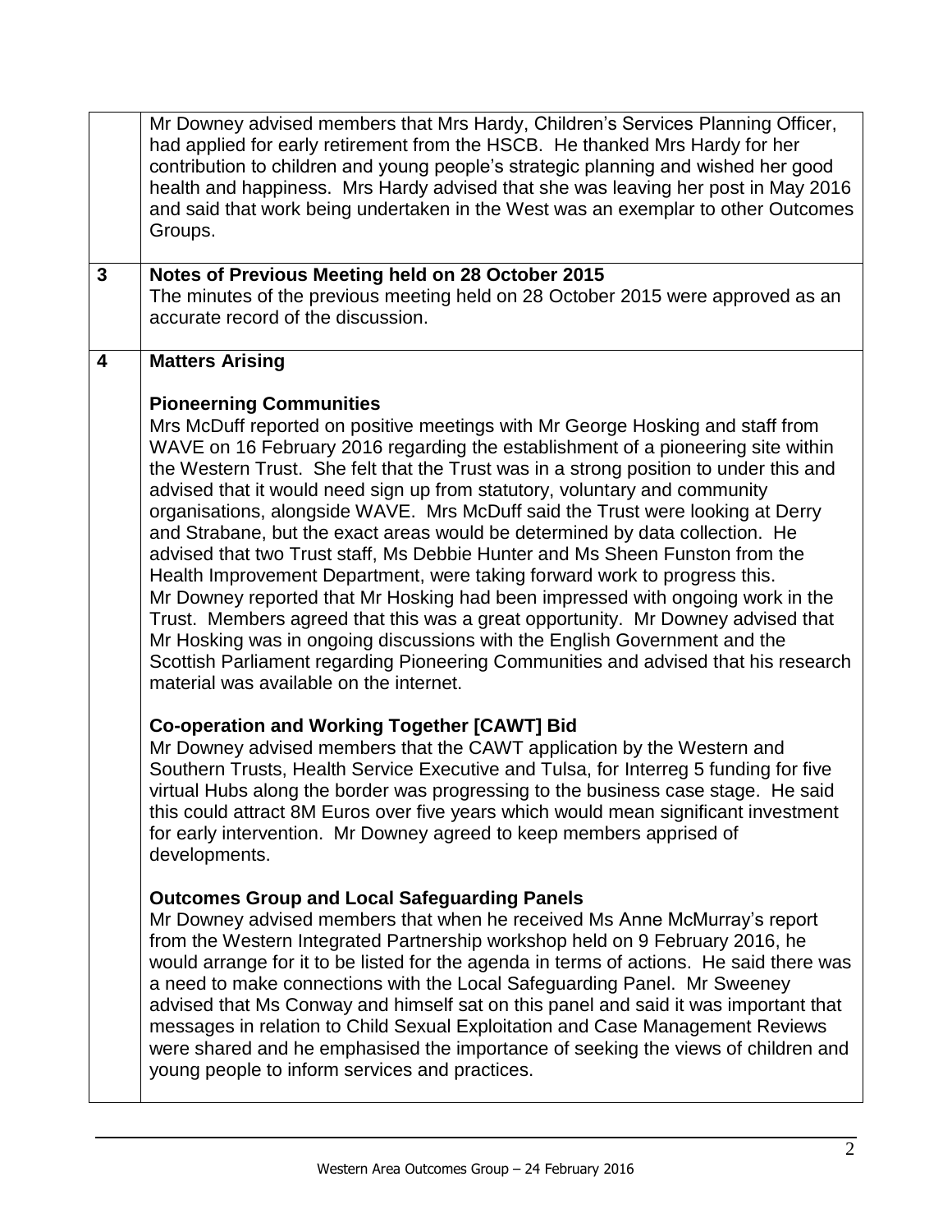| | |
|---|---|
| | Mr Downey advised members that Mrs Hardy, Children's Services Planning Officer, had applied for early retirement from the HSCB. He thanked Mrs Hardy for her contribution to children and young people's strategic planning and wished her good health and happiness. Mrs Hardy advised that she was leaving her post in May 2016 and said that work being undertaken in the West was an exemplar to other Outcomes Groups. |
| **3** | **Notes of Previous Meeting held on 28 October 2015**<br>The minutes of the previous meeting held on 28 October 2015 were approved as an accurate record of the discussion. |
| **4** | **Matters Arising**<br><br>**Pioneerning Communities**<br>Mrs McDuff reported on positive meetings with Mr George Hosking and staff from WAVE on 16 February 2016 regarding the establishment of a pioneering site within the Western Trust. She felt that the Trust was in a strong position to under this and advised that it would need sign up from statutory, voluntary and community organisations, alongside WAVE. Mrs McDuff said the Trust were looking at Derry and Strabane, but the exact areas would be determined by data collection. He advised that two Trust staff, Ms Debbie Hunter and Ms Sheen Funston from the Health Improvement Department, were taking forward work to progress this.<br>Mr Downey reported that Mr Hosking had been impressed with ongoing work in the Trust. Members agreed that this was a great opportunity. Mr Downey advised that Mr Hosking was in ongoing discussions with the English Government and the Scottish Parliament regarding Pioneering Communities and advised that his research material was available on the internet.<br><br>**Co-operation and Working Together [CAWT] Bid**<br>Mr Downey advised members that the CAWT application by the Western and Southern Trusts, Health Service Executive and Tulsa, for Interreg 5 funding for five virtual Hubs along the border was progressing to the business case stage. He said this could attract 8M Euros over five years which would mean significant investment for early intervention. Mr Downey agreed to keep members apprised of developments.<br><br>**Outcomes Group and Local Safeguarding Panels**<br>Mr Downey advised members that when he received Ms Anne McMurray's report from the Western Integrated Partnership workshop held on 9 February 2016, he would arrange for it to be listed for the agenda in terms of actions. He said there was a need to make connections with the Local Safeguarding Panel. Mr Sweeney advised that Ms Conway and himself sat on this panel and said it was important that messages in relation to Child Sexual Exploitation and Case Management Reviews were shared and he emphasised the importance of seeking the views of children and young people to inform services and practices. |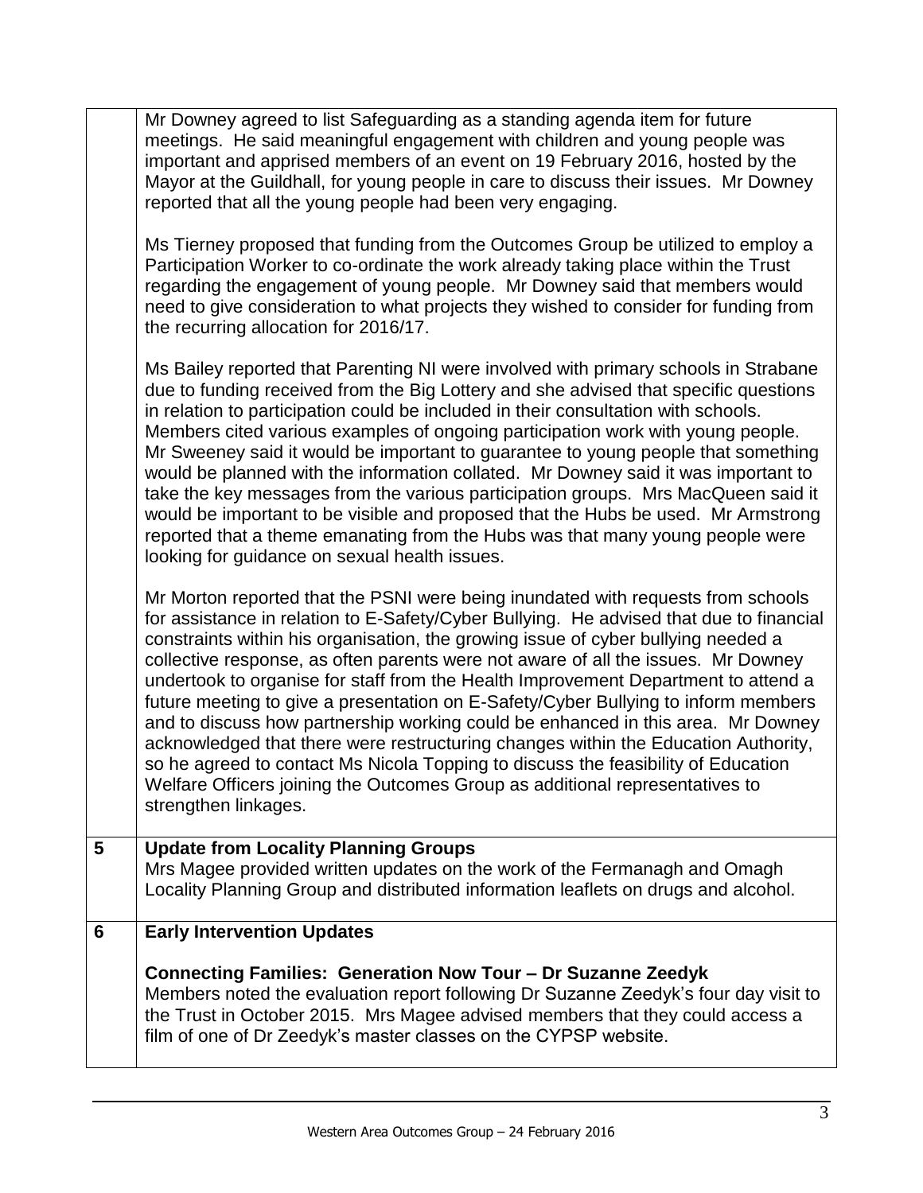| | |
|---|---|
| | Mr Downey agreed to list Safeguarding as a standing agenda item for future meetings. He said meaningful engagement with children and young people was important and apprised members of an event on 19 February 2016, hosted by the Mayor at the Guildhall, for young people in care to discuss their issues. Mr Downey reported that all the young people had been very engaging.<br><br>Ms Tierney proposed that funding from the Outcomes Group be utilized to employ a Participation Worker to co-ordinate the work already taking place within the Trust regarding the engagement of young people. Mr Downey said that members would need to give consideration to what projects they wished to consider for funding from the recurring allocation for 2016/17.<br><br>Ms Bailey reported that Parenting NI were involved with primary schools in Strabane due to funding received from the Big Lottery and she advised that specific questions in relation to participation could be included in their consultation with schools. Members cited various examples of ongoing participation work with young people. Mr Sweeney said it would be important to guarantee to young people that something would be planned with the information collated. Mr Downey said it was important to take the key messages from the various participation groups. Mrs MacQueen said it would be important to be visible and proposed that the Hubs be used. Mr Armstrong reported that a theme emanating from the Hubs was that many young people were looking for guidance on sexual health issues.<br><br>Mr Morton reported that the PSNI were being inundated with requests from schools for assistance in relation to E-Safety/Cyber Bullying. He advised that due to financial constraints within his organisation, the growing issue of cyber bullying needed a collective response, as often parents were not aware of all the issues. Mr Downey undertook to organise for staff from the Health Improvement Department to attend a future meeting to give a presentation on E-Safety/Cyber Bullying to inform members and to discuss how partnership working could be enhanced in this area. Mr Downey acknowledged that there were restructuring changes within the Education Authority, so he agreed to contact Ms Nicola Topping to discuss the feasibility of Education Welfare Officers joining the Outcomes Group as additional representatives to strengthen linkages. |
| **5** | **Update from Locality Planning Groups**<br>Mrs Magee provided written updates on the work of the Fermanagh and Omagh Locality Planning Group and distributed information leaflets on drugs and alcohol. |
| **6** | **Early Intervention Updates**<br><br>**Connecting Families: Generation Now Tour – Dr Suzanne Zeedyk**<br>Members noted the evaluation report following Dr Suzanne Zeedyk's four day visit to the Trust in October 2015. Mrs Magee advised members that they could access a film of one of Dr Zeedyk's master classes on the CYPSP website. |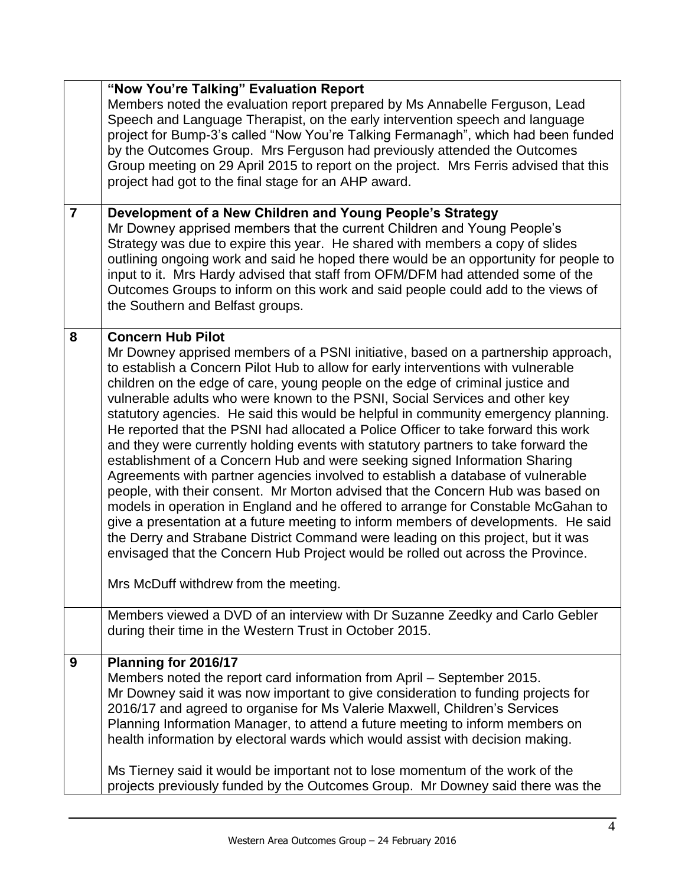| | |
|---|---|
| | **"Now You're Talking" Evaluation Report**<br>Members noted the evaluation report prepared by Ms Annabelle Ferguson, Lead Speech and Language Therapist, on the early intervention speech and language project for Bump-3's called "Now You're Talking Fermanagh", which had been funded by the Outcomes Group. Mrs Ferguson had previously attended the Outcomes Group meeting on 29 April 2015 to report on the project. Mrs Ferris advised that this project had got to the final stage for an AHP award. |
| **7** | **Development of a New Children and Young People's Strategy**<br>Mr Downey apprised members that the current Children and Young People's Strategy was due to expire this year. He shared with members a copy of slides outlining ongoing work and said he hoped there would be an opportunity for people to input to it. Mrs Hardy advised that staff from OFM/DFM had attended some of the Outcomes Groups to inform on this work and said people could add to the views of the Southern and Belfast groups. |
| **8** | **Concern Hub Pilot**<br>Mr Downey apprised members of a PSNI initiative, based on a partnership approach, to establish a Concern Pilot Hub to allow for early interventions with vulnerable children on the edge of care, young people on the edge of criminal justice and vulnerable adults who were known to the PSNI, Social Services and other key statutory agencies. He said this would be helpful in community emergency planning. He reported that the PSNI had allocated a Police Officer to take forward this work and they were currently holding events with statutory partners to take forward the establishment of a Concern Hub and were seeking signed Information Sharing Agreements with partner agencies involved to establish a database of vulnerable people, with their consent. Mr Morton advised that the Concern Hub was based on models in operation in England and he offered to arrange for Constable McGahan to give a presentation at a future meeting to inform members of developments. He said the Derry and Strabane District Command were leading on this project, but it was envisaged that the Concern Hub Project would be rolled out across the Province.<br><br>Mrs McDuff withdrew from the meeting. |
| | Members viewed a DVD of an interview with Dr Suzanne Zeedky and Carlo Gebler during their time in the Western Trust in October 2015. |
| **9** | **Planning for 2016/17**<br>Members noted the report card information from April – September 2015.<br>Mr Downey said it was now important to give consideration to funding projects for 2016/17 and agreed to organise for Ms Valerie Maxwell, Children's Services Planning Information Manager, to attend a future meeting to inform members on health information by electoral wards which would assist with decision making.<br><br>Ms Tierney said it would be important not to lose momentum of the work of the projects previously funded by the Outcomes Group. Mr Downey said there was the |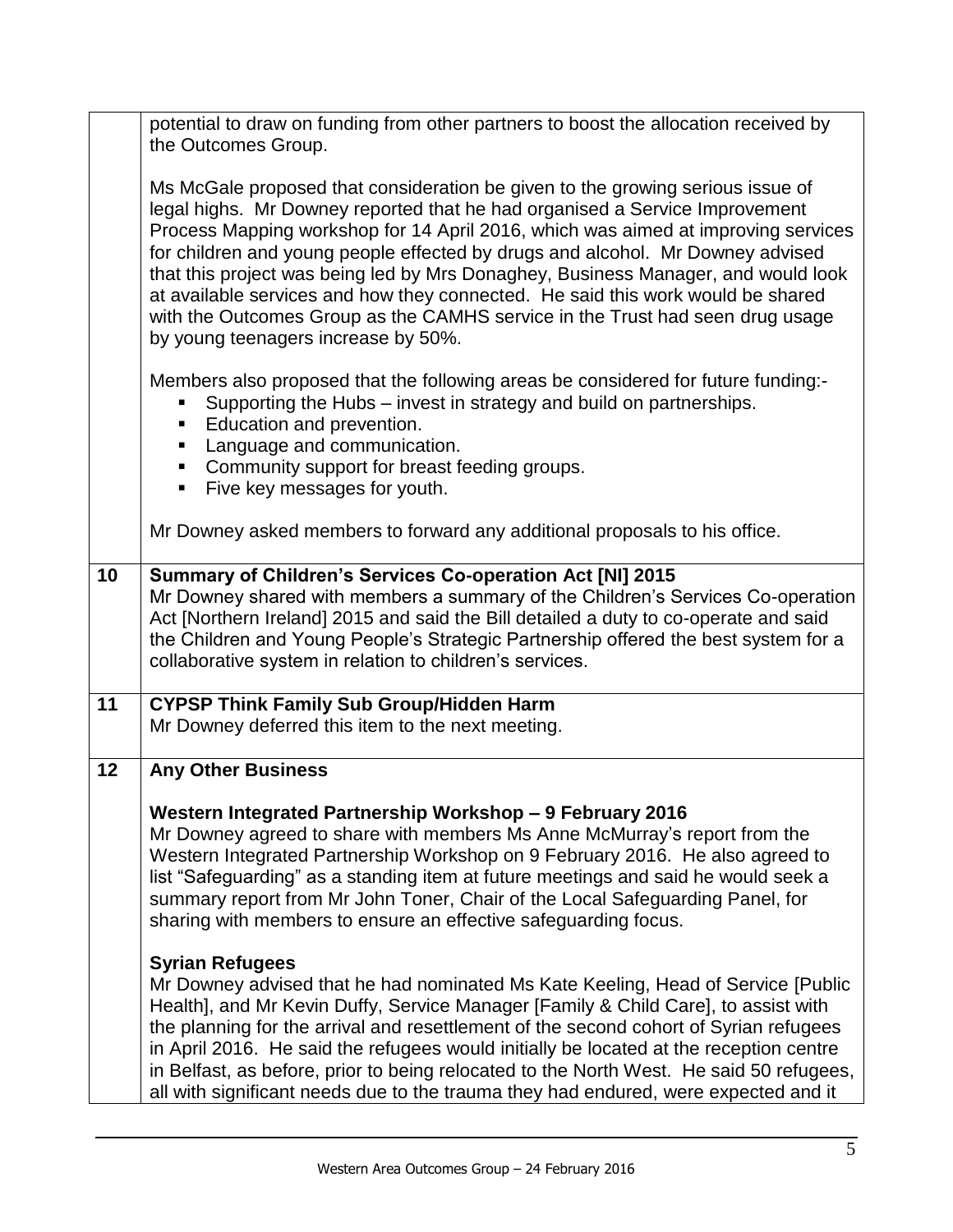| | |
|---|---|
| | potential to draw on funding from other partners to boost the allocation received by the Outcomes Group.<br><br>Ms McGale proposed that consideration be given to the growing serious issue of legal highs. Mr Downey reported that he had organised a Service Improvement Process Mapping workshop for 14 April 2016, which was aimed at improving services for children and young people effected by drugs and alcohol. Mr Downey advised that this project was being led by Mrs Donaghey, Business Manager, and would look at available services and how they connected. He said this work would be shared with the Outcomes Group as the CAMHS service in the Trust had seen drug usage by young teenagers increase by 50%.<br><br>Members also proposed that the following areas be considered for future funding:-<br>▪ Supporting the Hubs – invest in strategy and build on partnerships.<br>▪ Education and prevention.<br>▪ Language and communication.<br>▪ Community support for breast feeding groups.<br>▪ Five key messages for youth.<br><br>Mr Downey asked members to forward any additional proposals to his office. |
| **10** | **Summary of Children's Services Co-operation Act [NI] 2015**<br>Mr Downey shared with members a summary of the Children's Services Co-operation Act [Northern Ireland] 2015 and said the Bill detailed a duty to co-operate and said the Children and Young People's Strategic Partnership offered the best system for a collaborative system in relation to children's services. |
| **11** | **CYPSP Think Family Sub Group/Hidden Harm**<br>Mr Downey deferred this item to the next meeting. |
| **12** | **Any Other Business**<br><br>**Western Integrated Partnership Workshop – 9 February 2016**<br>Mr Downey agreed to share with members Ms Anne McMurray's report from the Western Integrated Partnership Workshop on 9 February 2016. He also agreed to list "Safeguarding" as a standing item at future meetings and said he would seek a summary report from Mr John Toner, Chair of the Local Safeguarding Panel, for sharing with members to ensure an effective safeguarding focus.<br><br>**Syrian Refugees**<br>Mr Downey advised that he had nominated Ms Kate Keeling, Head of Service [Public Health], and Mr Kevin Duffy, Service Manager [Family & Child Care], to assist with the planning for the arrival and resettlement of the second cohort of Syrian refugees in April 2016. He said the refugees would initially be located at the reception centre in Belfast, as before, prior to being relocated to the North West. He said 50 refugees, all with significant needs due to the trauma they had endured, were expected and it |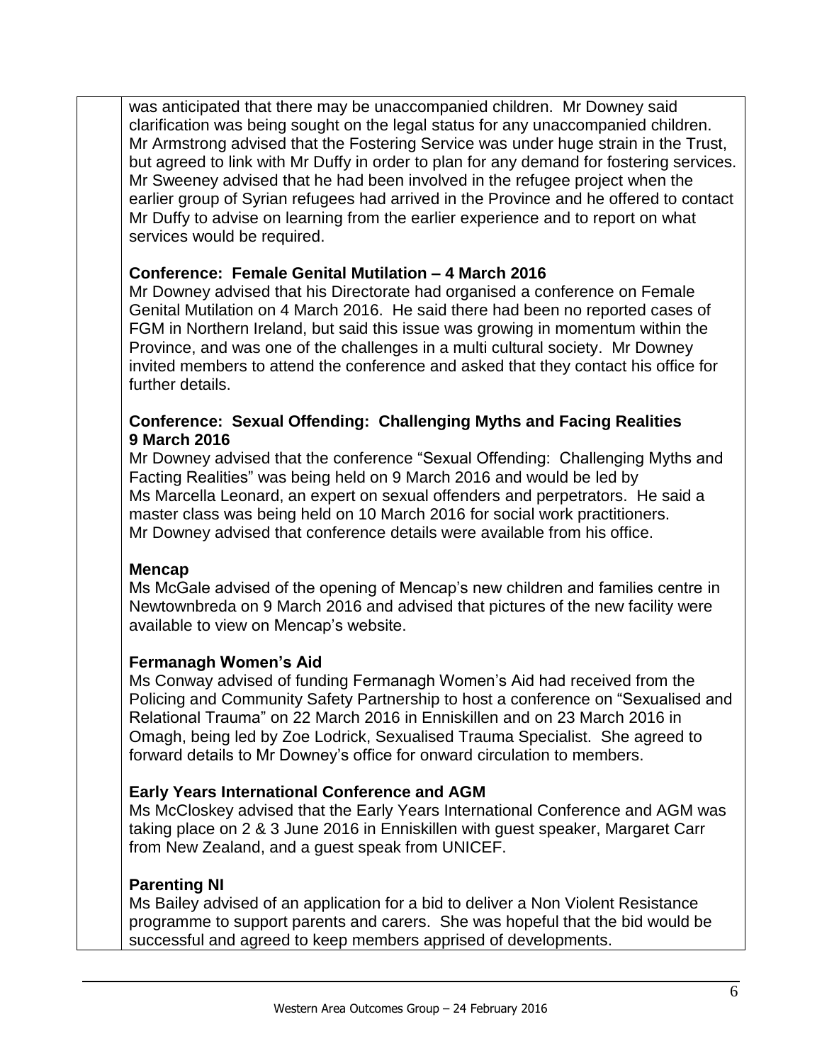was anticipated that there may be unaccompanied children. Mr Downey said clarification was being sought on the legal status for any unaccompanied children. Mr Armstrong advised that the Fostering Service was under huge strain in the Trust, but agreed to link with Mr Duffy in order to plan for any demand for fostering services. Mr Sweeney advised that he had been involved in the refugee project when the earlier group of Syrian refugees had arrived in the Province and he offered to contact Mr Duffy to advise on learning from the earlier experience and to report on what services would be required.

**Conference: Female Genital Mutilation – 4 March 2016**
Mr Downey advised that his Directorate had organised a conference on Female Genital Mutilation on 4 March 2016. He said there had been no reported cases of FGM in Northern Ireland, but said this issue was growing in momentum within the Province, and was one of the challenges in a multi cultural society. Mr Downey invited members to attend the conference and asked that they contact his office for further details.

**Conference: Sexual Offending: Challenging Myths and Facing Realities 9 March 2016**
Mr Downey advised that the conference "Sexual Offending: Challenging Myths and Facing Realities" was being held on 9 March 2016 and would be led by Ms Marcella Leonard, an expert on sexual offenders and perpetrators. He said a master class was being held on 10 March 2016 for social work practitioners. Mr Downey advised that conference details were available from his office.

**Mencap**
Ms McGale advised of the opening of Mencap's new children and families centre in Newtownbreda on 9 March 2016 and advised that pictures of the new facility were available to view on Mencap's website.

**Fermanagh Women's Aid**
Ms Conway advised of funding Fermanagh Women's Aid had received from the Policing and Community Safety Partnership to host a conference on "Sexualised and Relational Trauma" on 22 March 2016 in Enniskillen and on 23 March 2016 in Omagh, being led by Zoe Lodrick, Sexualised Trauma Specialist. She agreed to forward details to Mr Downey's office for onward circulation to members.

**Early Years International Conference and AGM**
Ms McCloskey advised that the Early Years International Conference and AGM was taking place on 2 & 3 June 2016 in Enniskillen with guest speaker, Margaret Carr from New Zealand, and a guest speak from UNICEF.

**Parenting NI**
Ms Bailey advised of an application for a bid to deliver a Non Violent Resistance programme to support parents and carers. She was hopeful that the bid would be successful and agreed to keep members apprised of developments.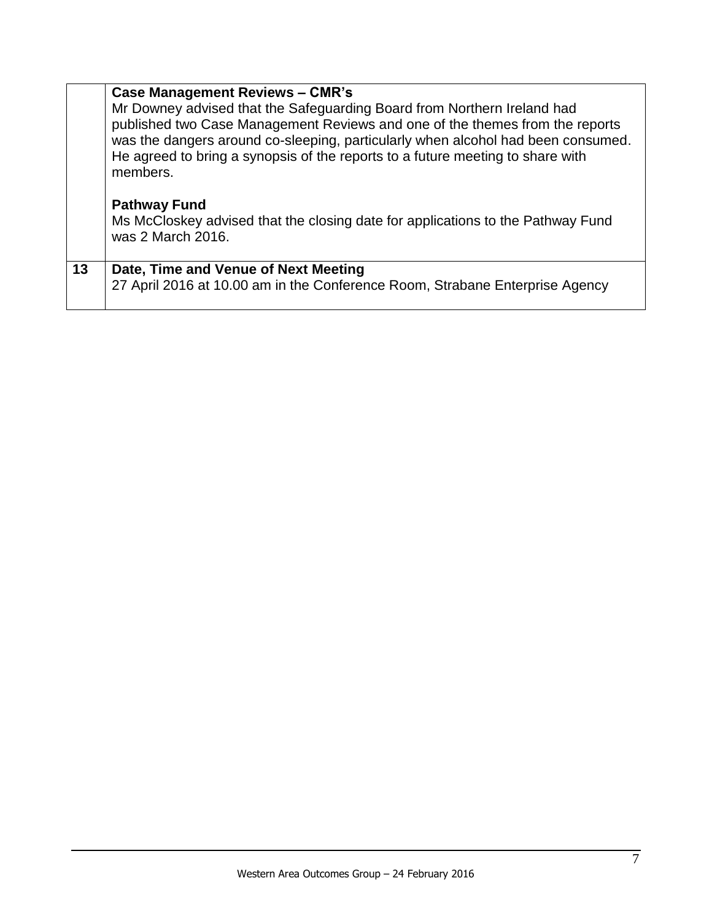| | |
|---|---|
| | **Case Management Reviews – CMR's**<br>Mr Downey advised that the Safeguarding Board from Northern Ireland had published two Case Management Reviews and one of the themes from the reports was the dangers around co-sleeping, particularly when alcohol had been consumed. He agreed to bring a synopsis of the reports to a future meeting to share with members.<br><br>**Pathway Fund**<br>Ms McCloskey advised that the closing date for applications to the Pathway Fund was 2 March 2016. |
| **13** | **Date, Time and Venue of Next Meeting**<br>27 April 2016 at 10.00 am in the Conference Room, Strabane Enterprise Agency |